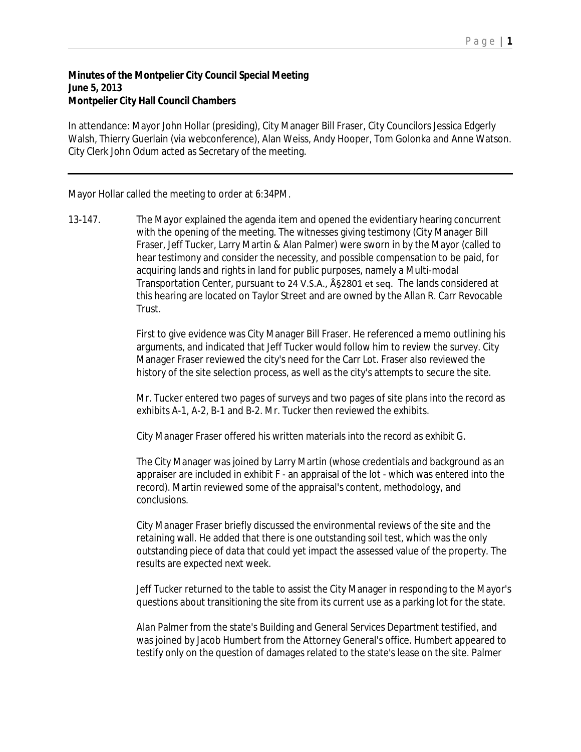**Minutes of the Montpelier City Council Special Meeting**
**June 5, 2013**
**Montpelier City Hall Council Chambers**

In attendance: Mayor John Hollar (presiding), City Manager Bill Fraser, City Councilors Jessica Edgerly Walsh, Thierry Guerlain (via webconference), Alan Weiss, Andy Hooper, Tom Golonka and Anne Watson. City Clerk John Odum acted as Secretary of the meeting.

---

Mayor Hollar called the meeting to order at 6:34PM.

13-147. The Mayor explained the agenda item and opened the evidentiary hearing concurrent with the opening of the meeting. The witnesses giving testimony (City Manager Bill Fraser, Jeff Tucker, Larry Martin & Alan Palmer) were sworn in by the Mayor (called to hear testimony and consider the necessity, and possible compensation to be paid, for acquiring lands and rights in land for public purposes, namely a Multi-modal Transportation Center, pursuant to 24 V.S.A., Â§2801 et seq. The lands considered at this hearing are located on Taylor Street and are owned by the Allan R. Carr Revocable Trust.

First to give evidence was City Manager Bill Fraser. He referenced a memo outlining his arguments, and indicated that Jeff Tucker would follow him to review the survey. City Manager Fraser reviewed the city's need for the Carr Lot. Fraser also reviewed the history of the site selection process, as well as the city's attempts to secure the site.

Mr. Tucker entered two pages of surveys and two pages of site plans into the record as exhibits A-1, A-2, B-1 and B-2. Mr. Tucker then reviewed the exhibits.

City Manager Fraser offered his written materials into the record as exhibit G.

The City Manager was joined by Larry Martin (whose credentials and background as an appraiser are included in exhibit F - an appraisal of the lot - which was entered into the record). Martin reviewed some of the appraisal's content, methodology, and conclusions.

City Manager Fraser briefly discussed the environmental reviews of the site and the retaining wall. He added that there is one outstanding soil test, which was the only outstanding piece of data that could yet impact the assessed value of the property. The results are expected next week.

Jeff Tucker returned to the table to assist the City Manager in responding to the Mayor's questions about transitioning the site from its current use as a parking lot for the state.

Alan Palmer from the state's Building and General Services Department testified, and was joined by Jacob Humbert from the Attorney General's office. Humbert appeared to testify only on the question of damages related to the state's lease on the site. Palmer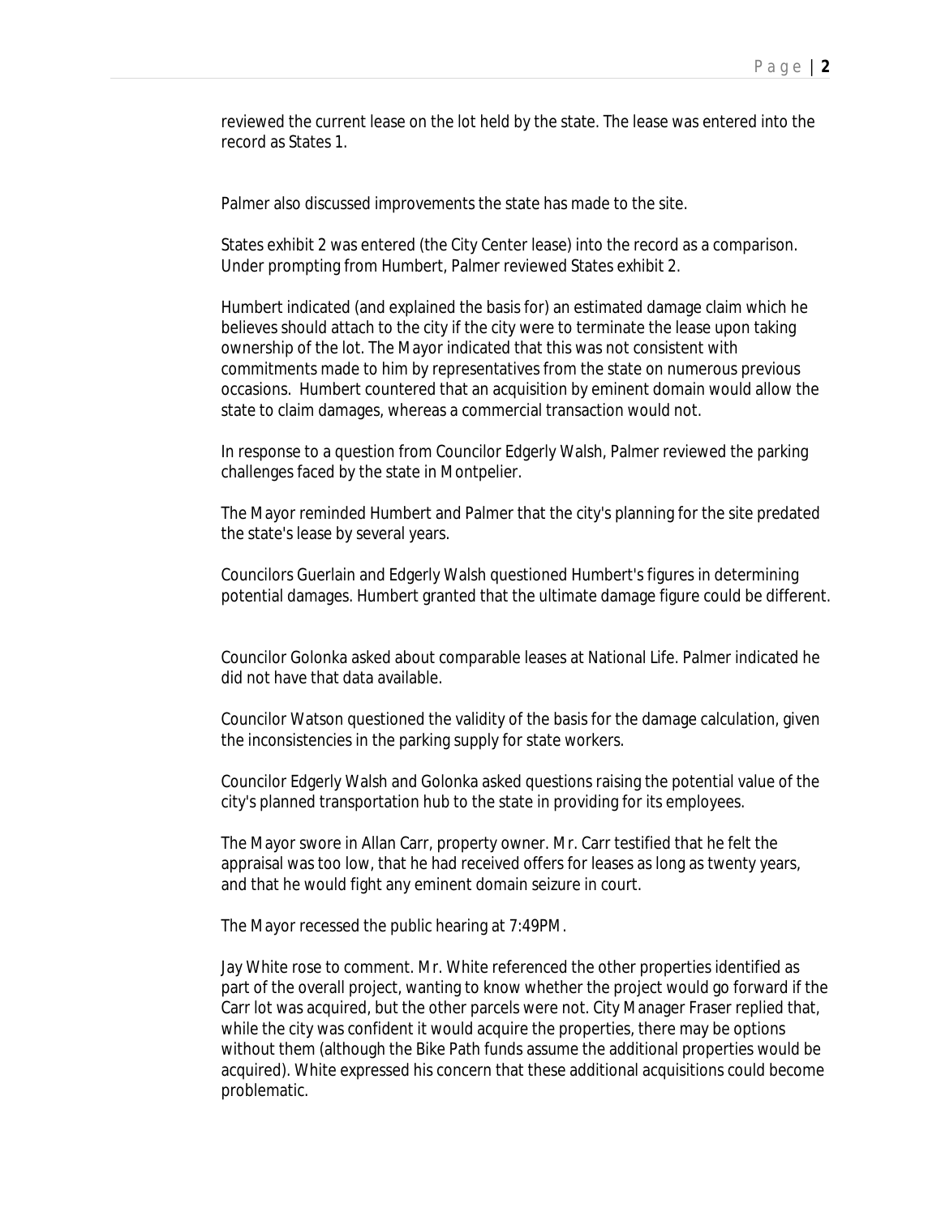reviewed the current lease on the lot held by the state. The lease was entered into the record as States 1.

Palmer also discussed improvements the state has made to the site.

States exhibit 2 was entered (the City Center lease) into the record as a comparison. Under prompting from Humbert, Palmer reviewed States exhibit 2.

Humbert indicated (and explained the basis for) an estimated damage claim which he believes should attach to the city if the city were to terminate the lease upon taking ownership of the lot. The Mayor indicated that this was not consistent with commitments made to him by representatives from the state on numerous previous occasions. Humbert countered that an acquisition by eminent domain would allow the state to claim damages, whereas a commercial transaction would not.

In response to a question from Councilor Edgerly Walsh, Palmer reviewed the parking challenges faced by the state in Montpelier.

The Mayor reminded Humbert and Palmer that the city's planning for the site predated the state's lease by several years.

Councilors Guerlain and Edgerly Walsh questioned Humbert's figures in determining potential damages. Humbert granted that the ultimate damage figure could be different.

Councilor Golonka asked about comparable leases at National Life. Palmer indicated he did not have that data available.

Councilor Watson questioned the validity of the basis for the damage calculation, given the inconsistencies in the parking supply for state workers.

Councilor Edgerly Walsh and Golonka asked questions raising the potential value of the city's planned transportation hub to the state in providing for its employees.

The Mayor swore in Allan Carr, property owner. Mr. Carr testified that he felt the appraisal was too low, that he had received offers for leases as long as twenty years, and that he would fight any eminent domain seizure in court.

The Mayor recessed the public hearing at 7:49PM.

Jay White rose to comment. Mr. White referenced the other properties identified as part of the overall project, wanting to know whether the project would go forward if the Carr lot was acquired, but the other parcels were not. City Manager Fraser replied that, while the city was confident it would acquire the properties, there may be options without them (although the Bike Path funds assume the additional properties would be acquired). White expressed his concern that these additional acquisitions could become problematic.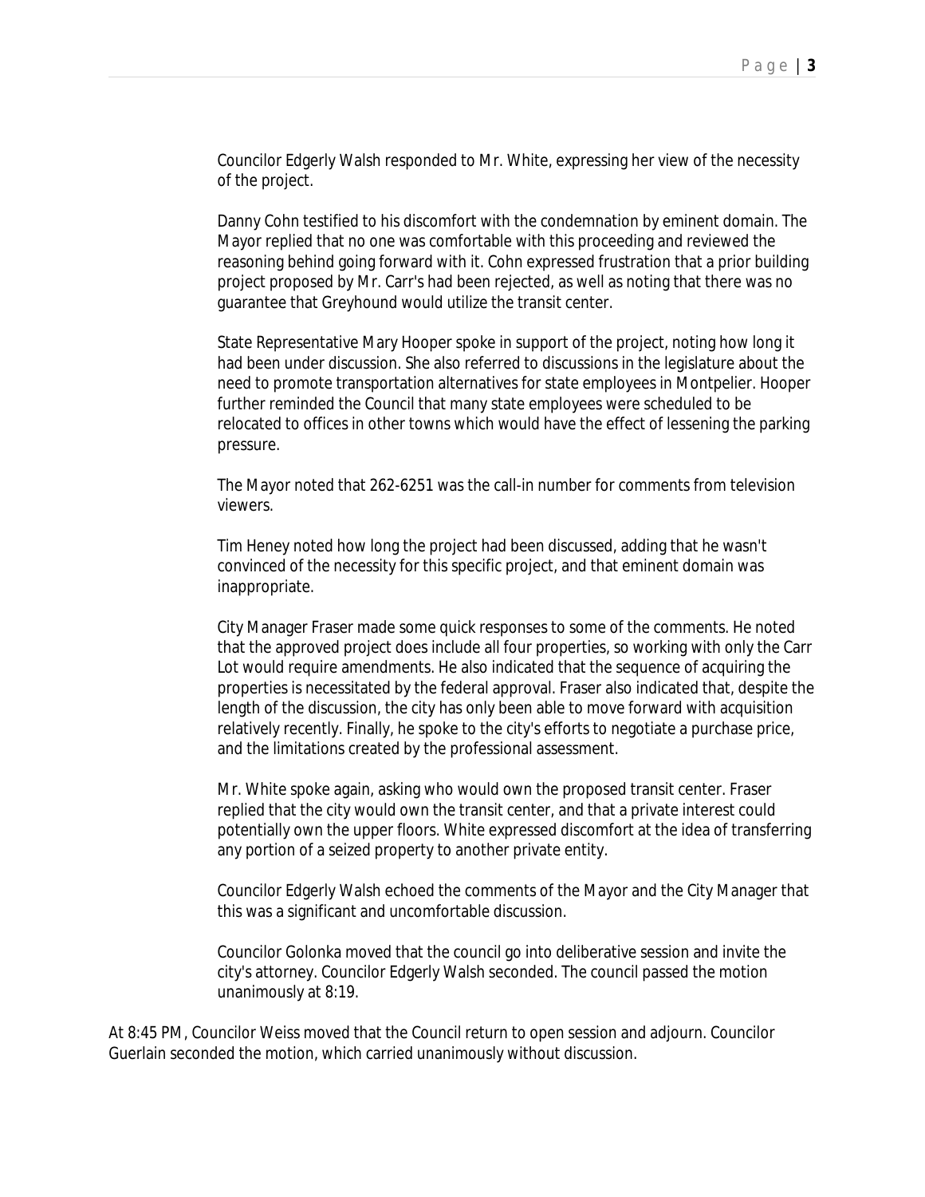Councilor Edgerly Walsh responded to Mr. White, expressing her view of the necessity of the project.

Danny Cohn testified to his discomfort with the condemnation by eminent domain. The Mayor replied that no one was comfortable with this proceeding and reviewed the reasoning behind going forward with it. Cohn expressed frustration that a prior building project proposed by Mr. Carr's had been rejected, as well as noting that there was no guarantee that Greyhound would utilize the transit center.

State Representative Mary Hooper spoke in support of the project, noting how long it had been under discussion. She also referred to discussions in the legislature about the need to promote transportation alternatives for state employees in Montpelier. Hooper further reminded the Council that many state employees were scheduled to be relocated to offices in other towns which would have the effect of lessening the parking pressure.

The Mayor noted that 262-6251 was the call-in number for comments from television viewers.

Tim Heney noted how long the project had been discussed, adding that he wasn't convinced of the necessity for this specific project, and that eminent domain was inappropriate.

City Manager Fraser made some quick responses to some of the comments. He noted that the approved project does include all four properties, so working with only the Carr Lot would require amendments. He also indicated that the sequence of acquiring the properties is necessitated by the federal approval. Fraser also indicated that, despite the length of the discussion, the city has only been able to move forward with acquisition relatively recently. Finally, he spoke to the city's efforts to negotiate a purchase price, and the limitations created by the professional assessment.

Mr. White spoke again, asking who would own the proposed transit center. Fraser replied that the city would own the transit center, and that a private interest could potentially own the upper floors. White expressed discomfort at the idea of transferring any portion of a seized property to another private entity.

Councilor Edgerly Walsh echoed the comments of the Mayor and the City Manager that this was a significant and uncomfortable discussion.

Councilor Golonka moved that the council go into deliberative session and invite the city's attorney. Councilor Edgerly Walsh seconded. The council passed the motion unanimously at 8:19.

At 8:45 PM, Councilor Weiss moved that the Council return to open session and adjourn. Councilor Guerlain seconded the motion, which carried unanimously without discussion.